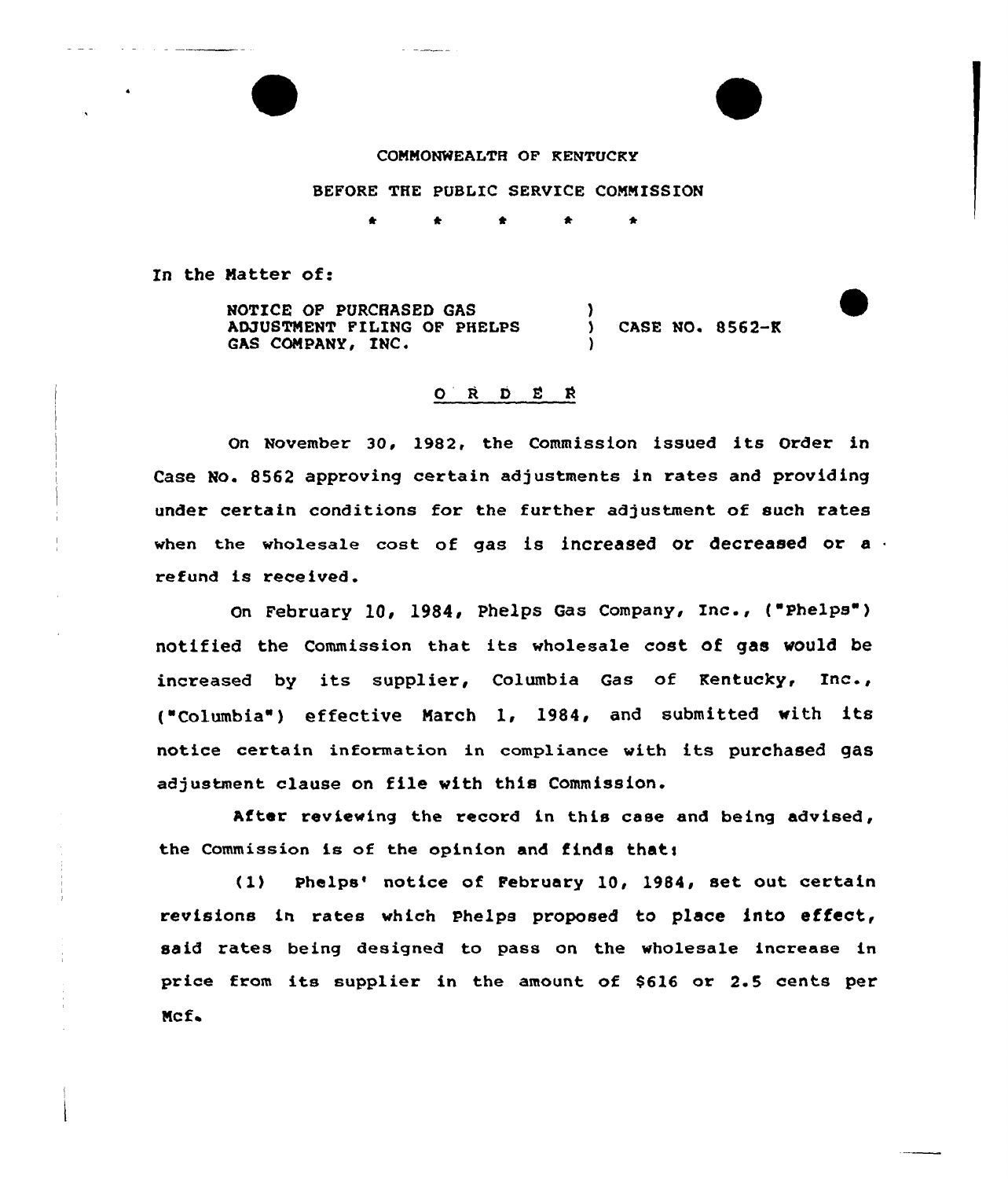COMMONWEALTH OF KENTUCKY

BEFORE THE PUBLIC SERVICE COMMISSION

\* \* \* \* \*

In the Matter of:

NOTICE OF PURCHASED GAS ADJUSTMENT FILING OF PHELPS GAS COMPANY, INC. ) CASE NO. 8562-K

## O R D E R

On November 30, 1982, the Commission issued its Order in Case No. 8562 approving certain adjustments in rates and providing under certain conditions for the further adjustment of such rates when the wholesale cost of gas is increased or decreased or a refund is received.

On February 10, 1984, Phelps Gas Company, Inc., ("Phelps") notified the Commission that its wholesale cost of gas would be increased by its supplier, Columbia Gas of Kentucky, Inc., ("Columbia") effective March 1, 1984, and submitted with its notice certain information in compliance with its purchased gas adjustment clause on file with this Commission.

After reviewing the record in this case and being advised, the Commission is of the opinion and finds that:

(1) Phelps' notice of February 10, 1984, set out certain revisions in rates which Phelps proposed to place into effect, said rates being designed to pass on the wholesale increase in price from its supplier in the amount of $616 or 2.5 cents per Mcf.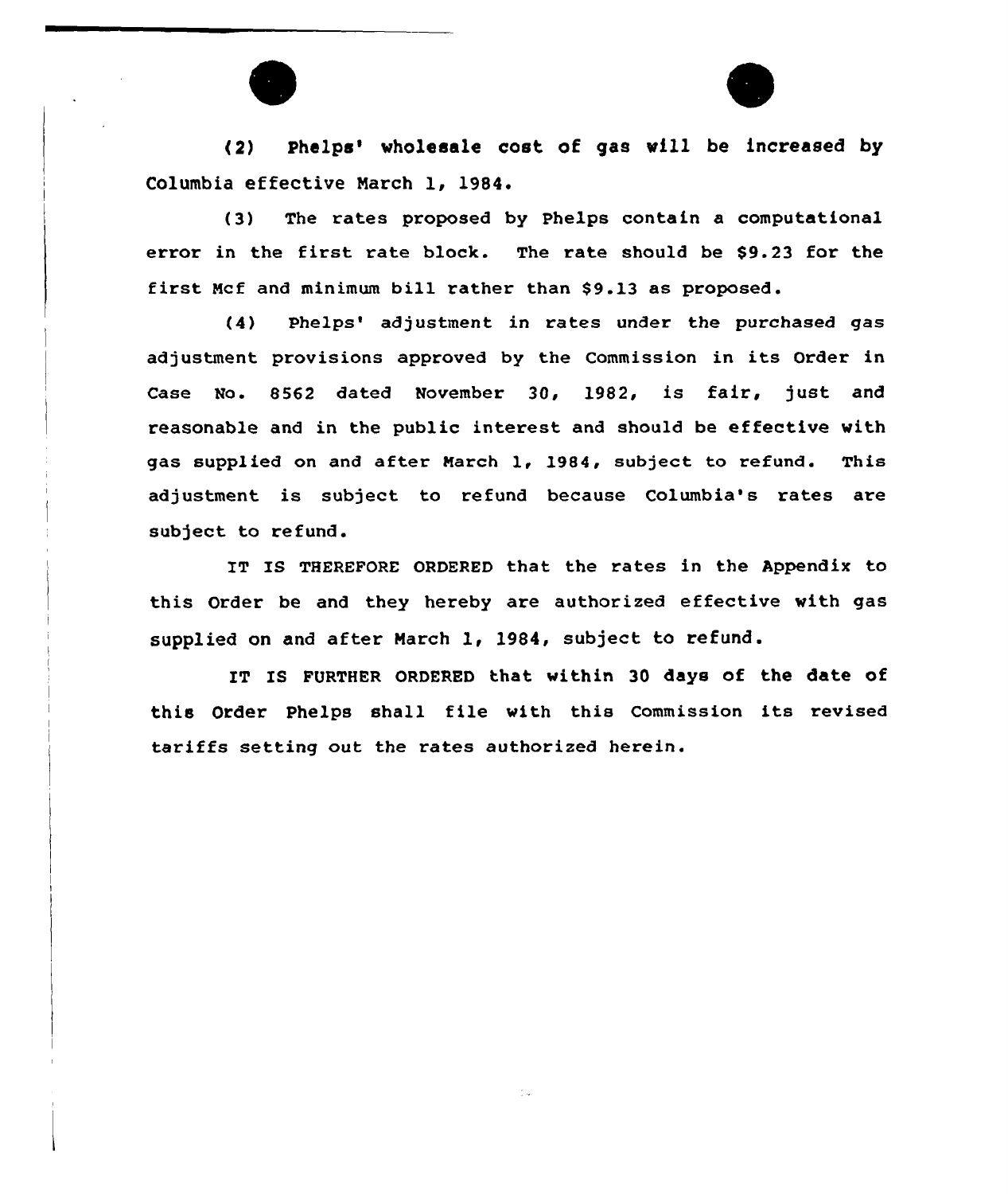(2) Phelps' wholesale cost of gas will be increased by Columbia effective March 1, 1984.

(3) The rates proposed by Phelps contain a computational error in the first rate block. The rate should be $9.23 for the first Mcf and minimum bill rather than $9.13 as proposed.

(4) Phelps' adjustment in rates under the purchased gas adjustment provisions approved by the Commission in its Order in Case No. 8562 dated November 30, 1982, is fair, just and reasonable and in the public interest and should be effective with gas supplied on and after March 1, 1984, subject to refund. This adjustment is subject to refund because Columbia's rates are subject to refund.

IT IS THEREFORE ORDERED that the rates in the Appendix to this Order be and they hereby are authorized effective with gas supplied on and after March 1, 1984, subject to refund.

IT IS FURTHER ORDERED that within 30 days of the date of this Order Phelps shall file with this Commission its revised tariffs setting out the rates authorized herein.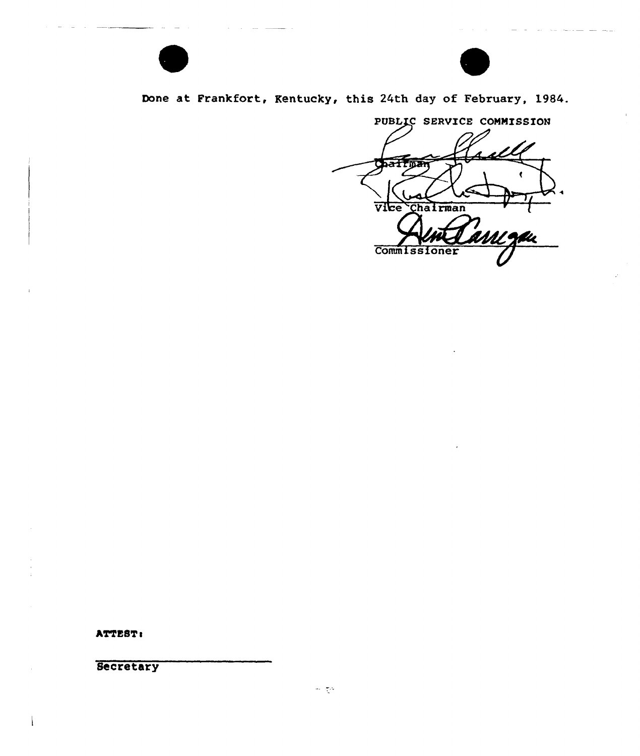Done at Frankfort, Kentucky, this 24th day of February, 1984.

PUBLIC SERVICE COMMISSION

Chairman

Vice Chairman

Commissioner

ATTEST:

Secretary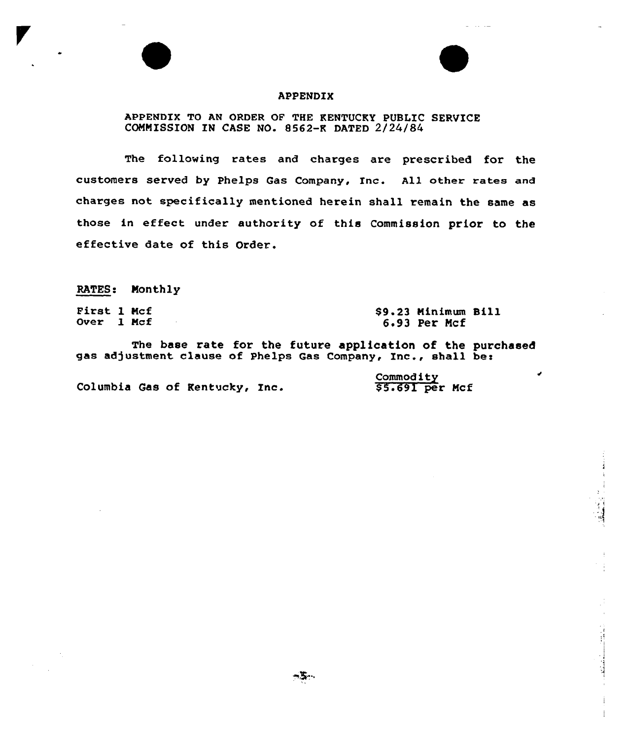# APPENDIX

APPENDIX TO AN ORDER OF THE KENTUCKY PUBLIC SERVICE COMMISSION IN CASE NO. 8562-K DATED 2/24/84

The following rates and charges are prescribed for the customers served by Phelps Gas Company, Inc. All other rates and charges not specifically mentioned herein shall remain the same as those in effect under authority of this Commission prior to the effective date of this Order.

<u>RATES</u>: Monthly

| | |
|---|---|
| First 1 Mcf | $9.23 Minimum Bill |
| Over 1 Mcf | 6.93 Per Mcf |

The base rate for the future application of the purchased gas adjustment clause of Phelps Gas Company, Inc., shall be:

| | Commodity |
|---|---|
| Columbia Gas of Kentucky, Inc. | $5.691 per Mcf |